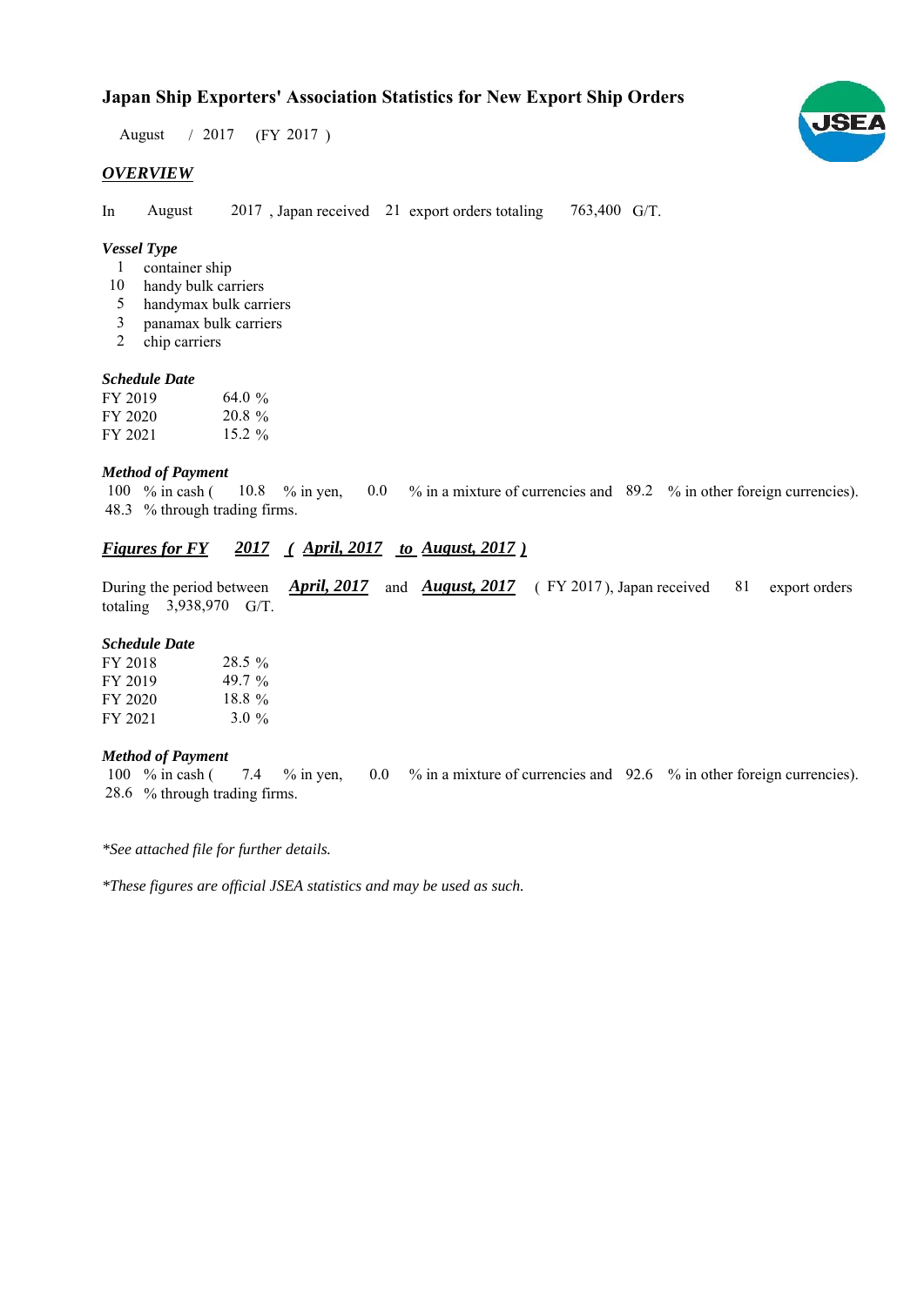# Japan Ship Exporters' Association Statistics for New Export Ship Orders

August / 2017 (FY 2017 )

## *OVERVIEW*

In August 2017 , Japan received 21 export orders totaling 763,400 G/T.

### *Vessel Type*

1 container ship
10 handy bulk carriers
5 handymax bulk carriers
3 panamax bulk carriers
2 chip carriers

### *Schedule Date*

| | |
|---|---|
| FY 2019 | 64.0 % |
| FY 2020 | 20.8 % |
| FY 2021 | 15.2 % |

### *Method of Payment*

100 % in cash ( 10.8 % in yen, 0.0 % in a mixture of currencies and 89.2 % in other foreign currencies).
48.3 % through trading firms.

## ***Figures for FY 2017 ( April, 2017 to August, 2017 )***

During the period between ***April, 2017*** and ***August, 2017*** ( FY 2017 ), Japan received 81 export orders totaling 3,938,970 G/T.

### *Schedule Date*

| | |
|---|---|
| FY 2018 | 28.5 % |
| FY 2019 | 49.7 % |
| FY 2020 | 18.8 % |
| FY 2021 | 3.0 % |

### *Method of Payment*

100 % in cash ( 7.4 % in yen, 0.0 % in a mixture of currencies and 92.6 % in other foreign currencies).
28.6 % through trading firms.

*\*See attached file for further details.*

*\*These figures are official JSEA statistics and may be used as such.*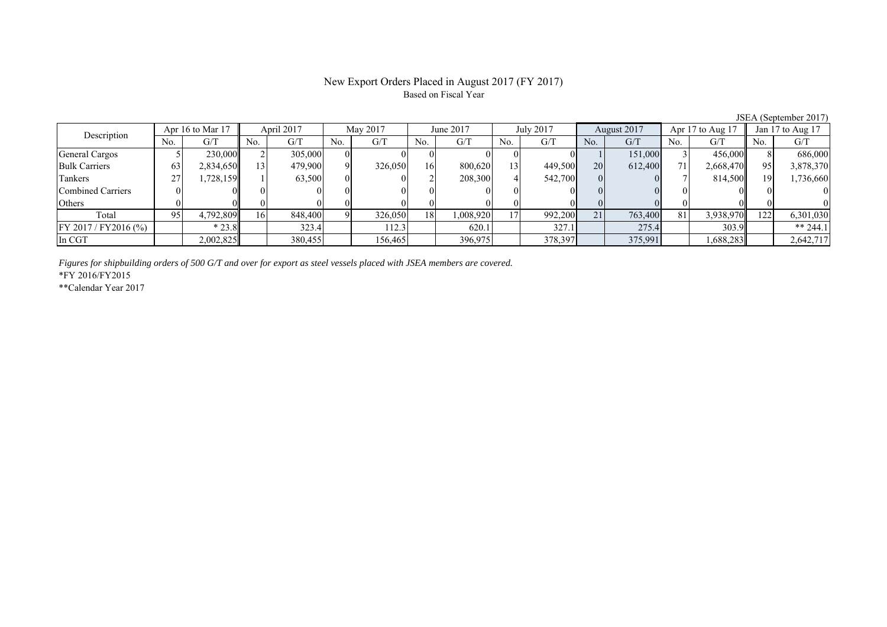# New Export Orders Placed in August 2017 (FY 2017)

Based on Fiscal Year

JSEA (September 2017)

| Description | Apr 16 to Mar 17 | | April 2017 | | May 2017 | | June 2017 | | July 2017 | | August 2017 | | Apr 17 to Aug 17 | | Jan 17 to Aug 17 | |
|---|---|---|---|---|---|---|---|---|---|---|---|---|---|---|---|---|
| | No. | G/T | No. | G/T | No. | G/T | No. | G/T | No. | G/T | No. | G/T | No. | G/T | No. | G/T |
| General Cargos | 5 | 230,000 | 2 | 305,000 | 0 | 0 | 0 | 0 | 0 | 0 | 1 | 151,000 | 3 | 456,000 | 8 | 686,000 |
| Bulk Carriers | 63 | 2,834,650 | 13 | 479,900 | 9 | 326,050 | 16 | 800,620 | 13 | 449,500 | 20 | 612,400 | 71 | 2,668,470 | 95 | 3,878,370 |
| Tankers | 27 | 1,728,159 | 1 | 63,500 | 0 | 0 | 2 | 208,300 | 4 | 542,700 | 0 | 0 | 7 | 814,500 | 19 | 1,736,660 |
| Combined Carriers | 0 | 0 | 0 | 0 | 0 | 0 | 0 | 0 | 0 | 0 | 0 | 0 | 0 | 0 | 0 | 0 |
| Others | 0 | 0 | 0 | 0 | 0 | 0 | 0 | 0 | 0 | 0 | 0 | 0 | 0 | 0 | 0 | 0 |
| Total | 95 | 4,792,809 | 16 | 848,400 | 9 | 326,050 | 18 | 1,008,920 | 17 | 992,200 | 21 | 763,400 | 81 | 3,938,970 | 122 | 6,301,030 |
| FY 2017 / FY2016 (%) | | * 23.8 | | 323.4 | | 112.3 | | 620.1 | | 327.1 | | 275.4 | | 303.9 | | ** 244.1 |
| In CGT | | 2,002,825 | | 380,455 | | 156,465 | | 396,975 | | 378,397 | | 375,991 | | 1,688,283 | | 2,642,717 |

*Figures for shipbuilding orders of 500 G/T and over for export as steel vessels placed with JSEA members are covered.*

*FY 2016/FY2015

**Calendar Year 2017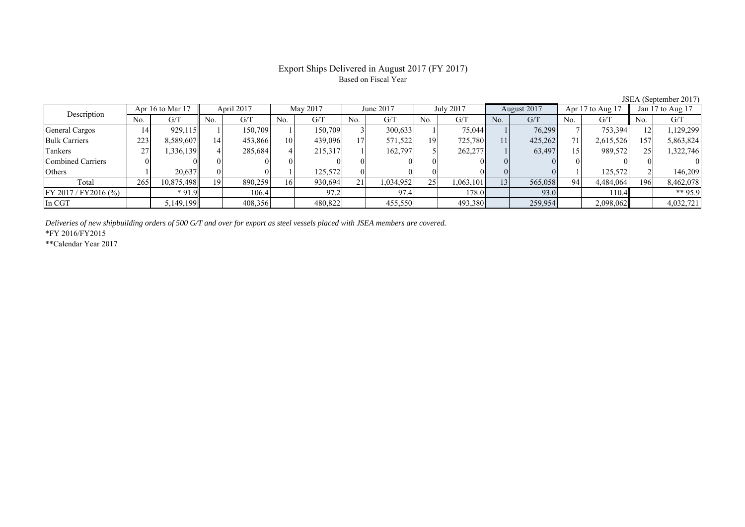# Export Ships Delivered in August 2017 (FY 2017)

Based on Fiscal Year

JSEA (September 2017)

| Description | Apr 16 to Mar 17 | | April 2017 | | May 2017 | | June 2017 | | July 2017 | | August 2017 | | Apr 17 to Aug 17 | | Jan 17 to Aug 17 | |
|---|---|---|---|---|---|---|---|---|---|---|---|---|---|---|---|---|
| | No. | G/T | No. | G/T | No. | G/T | No. | G/T | No. | G/T | No. | G/T | No. | G/T | No. | G/T |
| General Cargos | 14 | 929,115 | 1 | 150,709 | 1 | 150,709 | 3 | 300,633 | 1 | 75,044 | 1 | 76,299 | 7 | 753,394 | 12 | 1,129,299 |
| Bulk Carriers | 223 | 8,589,607 | 14 | 453,866 | 10 | 439,096 | 17 | 571,522 | 19 | 725,780 | 11 | 425,262 | 71 | 2,615,526 | 157 | 5,863,824 |
| Tankers | 27 | 1,336,139 | 4 | 285,684 | 4 | 215,317 | 1 | 162,797 | 5 | 262,277 | 1 | 63,497 | 15 | 989,572 | 25 | 1,322,746 |
| Combined Carriers | 0 | 0 | 0 | 0 | 0 | 0 | 0 | 0 | 0 | 0 | 0 | 0 | 0 | 0 | 0 | 0 |
| Others | 1 | 20,637 | 0 | 0 | 1 | 125,572 | 0 | 0 | 0 | 0 | 0 | 0 | 1 | 125,572 | 2 | 146,209 |
| Total | 265 | 10,875,498 | 19 | 890,259 | 16 | 930,694 | 21 | 1,034,952 | 25 | 1,063,101 | 13 | 565,058 | 94 | 4,484,064 | 196 | 8,462,078 |
| FY 2017 / FY2016 (%) | | * 91.9 | | 106.4 | | 97.2 | | 97.4 | | 178.0 | | 93.0 | | 110.4 | | ** 95.9 |
| In CGT | | 5,149,199 | | 408,356 | | 480,822 | | 455,550 | | 493,380 | | 259,954 | | 2,098,062 | | 4,032,721 |

*Deliveries of new shipbuilding orders of 500 G/T and over for export as steel vessels placed with JSEA members are covered.*

*FY 2016/FY2015

**Calendar Year 2017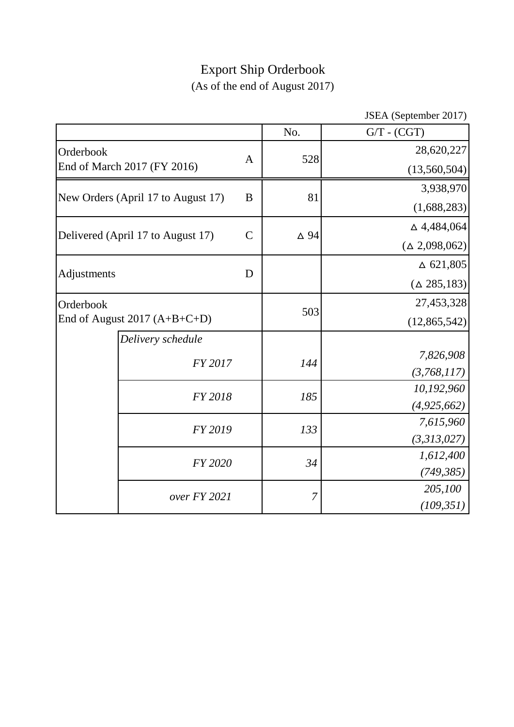# Export Ship Orderbook

(As of the end of August 2017)

JSEA (September 2017)

| | | | No. | G/T - (CGT) |
|---|---|---|---|---|
| Orderbook<br>End of March 2017 (FY 2016) | | A | 528 | 28,620,227<br>(13,560,504) |
| New Orders (April 17 to August 17) | | B | 81 | 3,938,970<br>(1,688,283) |
| Delivered (April 17 to August 17) | | C | ∆ 94 | ∆ 4,484,064<br>(∆ 2,098,062) |
| Adjustments | | D | | ∆ 621,805<br>(∆ 285,183) |
| Orderbook<br>End of August 2017 (A+B+C+D) | | | 503 | 27,453,328<br>(12,865,542) |
| | *Delivery schedule*<br>*FY 2017* | | *144* | *7,826,908*<br>*(3,768,117)* |
| | *FY 2018* | | *185* | *10,192,960*<br>*(4,925,662)* |
| | *FY 2019* | | *133* | *7,615,960*<br>*(3,313,027)* |
| | *FY 2020* | | *34* | *1,612,400*<br>*(749,385)* |
| | *over FY 2021* | | *7* | *205,100*<br>*(109,351)* |